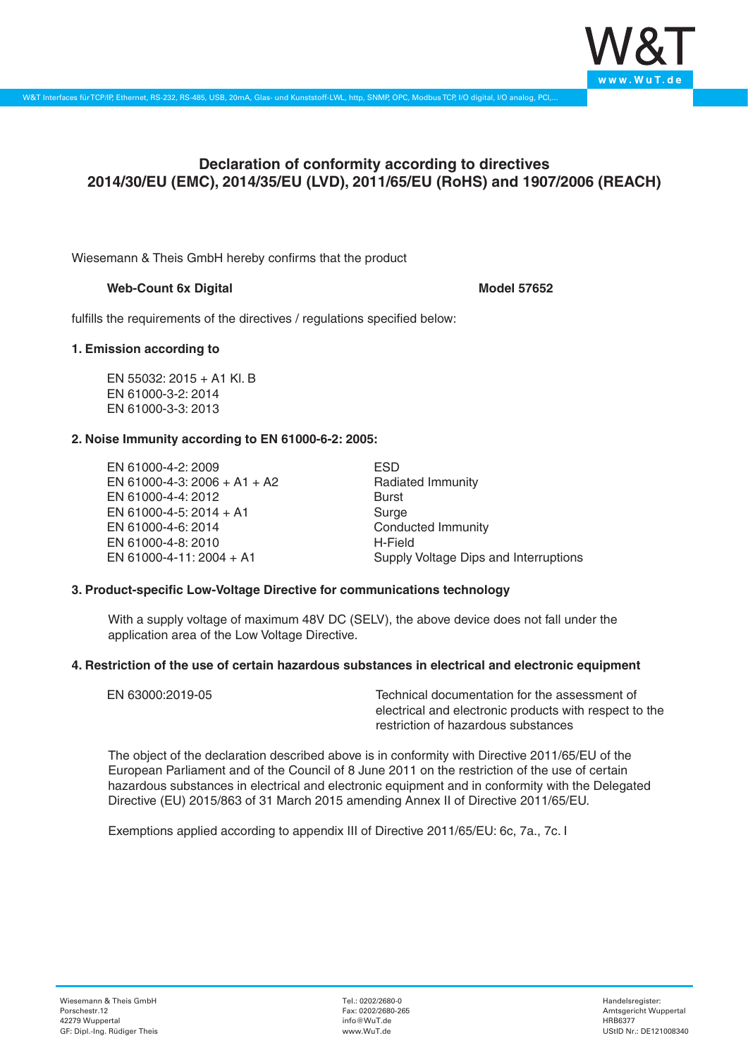# Declaration of conformity according to directives 2014/30/EU (EMC), 2014/35/EU (LVD), 2011/65/EU (RoHS) and 1907/2006 (REACH)

Wiesemann & Theis GmbH hereby confirms that the product

**Web-Count 6x Digital** **Model 57652**

fulfills the requirements of the directives / regulations specified below:

**1. Emission according to**

EN 55032: 2015 + A1 Kl. B
EN 61000-3-2: 2014
EN 61000-3-3: 2013

**2. Noise Immunity according to EN 61000-6-2: 2005:**

| | |
|---|---|
| EN 61000-4-2: 2009 | ESD |
| EN 61000-4-3: 2006 + A1 + A2 | Radiated Immunity |
| EN 61000-4-4: 2012 | Burst |
| EN 61000-4-5: 2014 + A1 | Surge |
| EN 61000-4-6: 2014 | Conducted Immunity |
| EN 61000-4-8: 2010 | H-Field |
| EN 61000-4-11: 2004 + A1 | Supply Voltage Dips and Interruptions |

**3. Product-specific Low-Voltage Directive for communications technology**

With a supply voltage of maximum 48V DC (SELV), the above device does not fall under the application area of the Low Voltage Directive.

**4. Restriction of the use of certain hazardous substances in electrical and electronic equipment**

| | |
|---|---|
| EN 63000:2019-05 | Technical documentation for the assessment of electrical and electronic products with respect to the restriction of hazardous substances |

The object of the declaration described above is in conformity with Directive 2011/65/EU of the European Parliament and of the Council of 8 June 2011 on the restriction of the use of certain hazardous substances in electrical and electronic equipment and in conformity with the Delegated Directive (EU) 2015/863 of 31 March 2015 amending Annex II of Directive 2011/65/EU.

Exemptions applied according to appendix III of Directive 2011/65/EU: 6c, 7a., 7c. I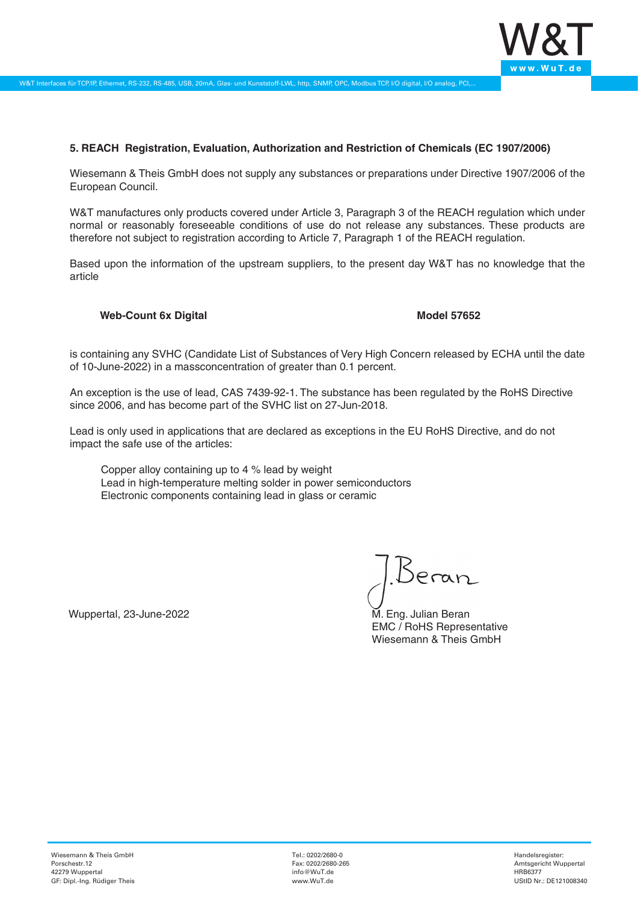### 5. REACH Registration, Evaluation, Authorization and Restriction of Chemicals (EC 1907/2006)

Wiesemann & Theis GmbH does not supply any substances or preparations under Directive 1907/2006 of the European Council.

W&T manufactures only products covered under Article 3, Paragraph 3 of the REACH regulation which under normal or reasonably foreseeable conditions of use do not release any substances. These products are therefore not subject to registration according to Article 7, Paragraph 1 of the REACH regulation.

Based upon the information of the upstream suppliers, to the present day W&T has no knowledge that the article

**Web-Count 6x Digital** **Model 57652**

is containing any SVHC (Candidate List of Substances of Very High Concern released by ECHA until the date of 10-June-2022) in a massconcentration of greater than 0.1 percent.

An exception is the use of lead, CAS 7439-92-1. The substance has been regulated by the RoHS Directive since 2006, and has become part of the SVHC list on 27-Jun-2018.

Lead is only used in applications that are declared as exceptions in the EU RoHS Directive, and do not impact the safe use of the articles:

Copper alloy containing up to 4 % lead by weight
Lead in high-temperature melting solder in power semiconductors
Electronic components containing lead in glass or ceramic

Wuppertal, 23-June-2022

J. Beran

M. Eng. Julian Beran
EMC / RoHS Representative
Wiesemann & Theis GmbH